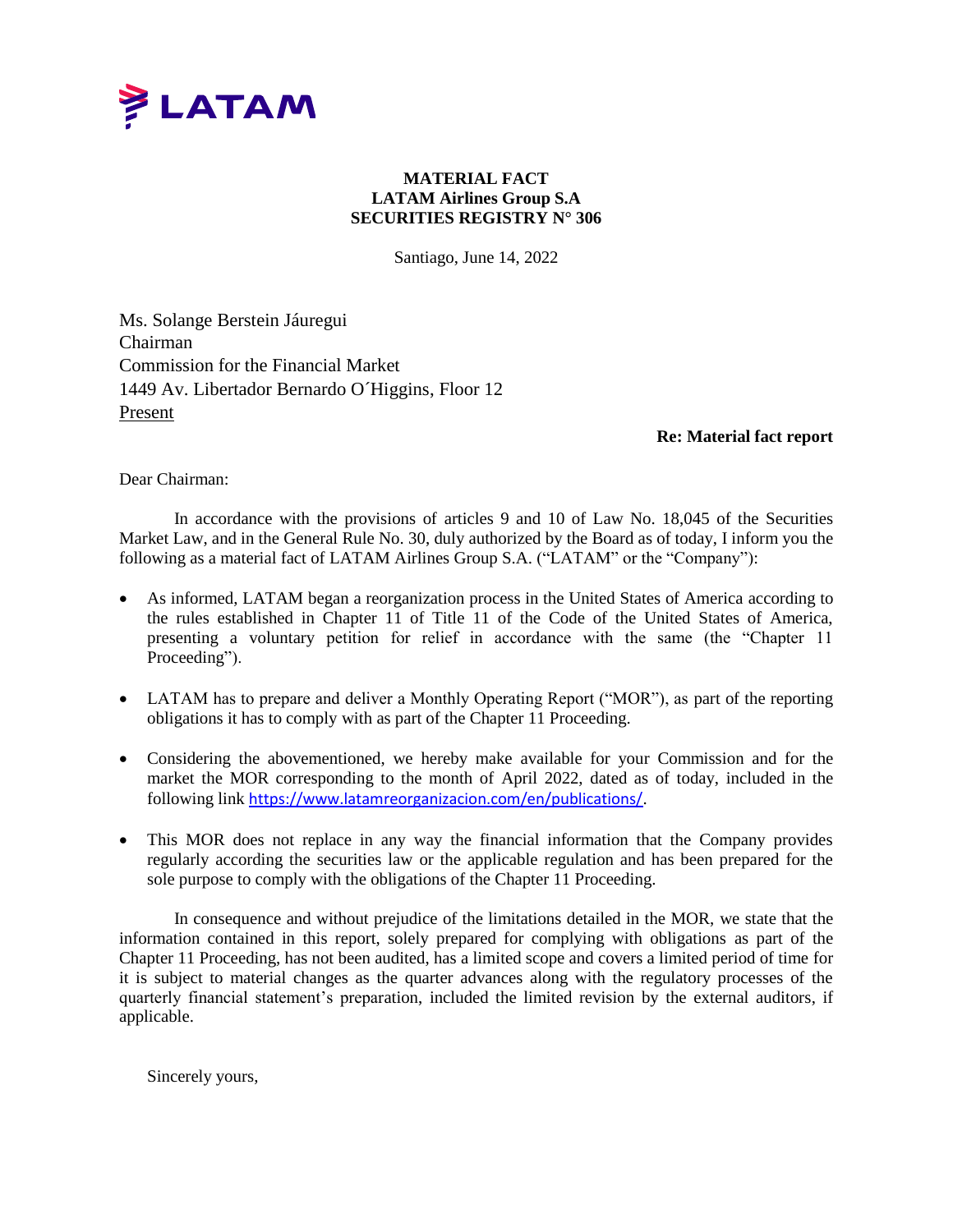LATAM

**MATERIAL FACT**
**LATAM Airlines Group S.A**
**SECURITIES REGISTRY N° 306**

Santiago, June 14, 2022

Ms. Solange Berstein Jáuregui
Chairman
Commission for the Financial Market
1449 Av. Libertador Bernardo O´Higgins, Floor 12
Present

**Re: Material fact report**

Dear Chairman:

In accordance with the provisions of articles 9 and 10 of Law No. 18,045 of the Securities Market Law, and in the General Rule No. 30, duly authorized by the Board as of today, I inform you the following as a material fact of LATAM Airlines Group S.A. ("LATAM" or the "Company"):

- As informed, LATAM began a reorganization process in the United States of America according to the rules established in Chapter 11 of Title 11 of the Code of the United States of America, presenting a voluntary petition for relief in accordance with the same (the "Chapter 11 Proceeding").
- LATAM has to prepare and deliver a Monthly Operating Report ("MOR"), as part of the reporting obligations it has to comply with as part of the Chapter 11 Proceeding.
- Considering the abovementioned, we hereby make available for your Commission and for the market the MOR corresponding to the month of April 2022, dated as of today, included in the following link https://www.latamreorganizacion.com/en/publications/.
- This MOR does not replace in any way the financial information that the Company provides regularly according the securities law or the applicable regulation and has been prepared for the sole purpose to comply with the obligations of the Chapter 11 Proceeding.

In consequence and without prejudice of the limitations detailed in the MOR, we state that the information contained in this report, solely prepared for complying with obligations as part of the Chapter 11 Proceeding, has not been audited, has a limited scope and covers a limited period of time for it is subject to material changes as the quarter advances along with the regulatory processes of the quarterly financial statement's preparation, included the limited revision by the external auditors, if applicable.

Sincerely yours,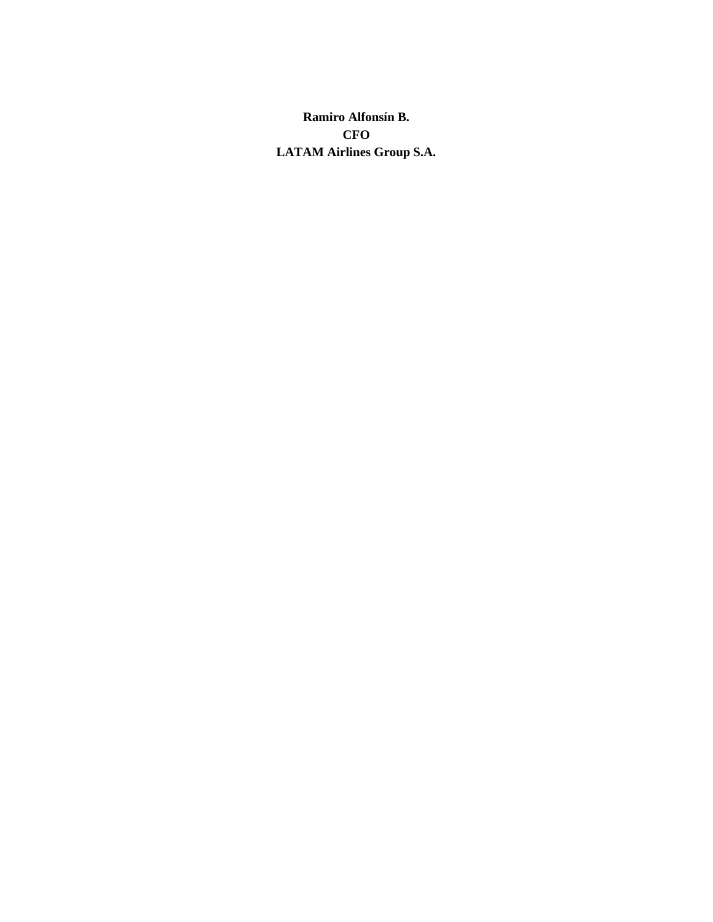**Ramiro Alfonsín B.**
**CFO**
**LATAM Airlines Group S.A.**